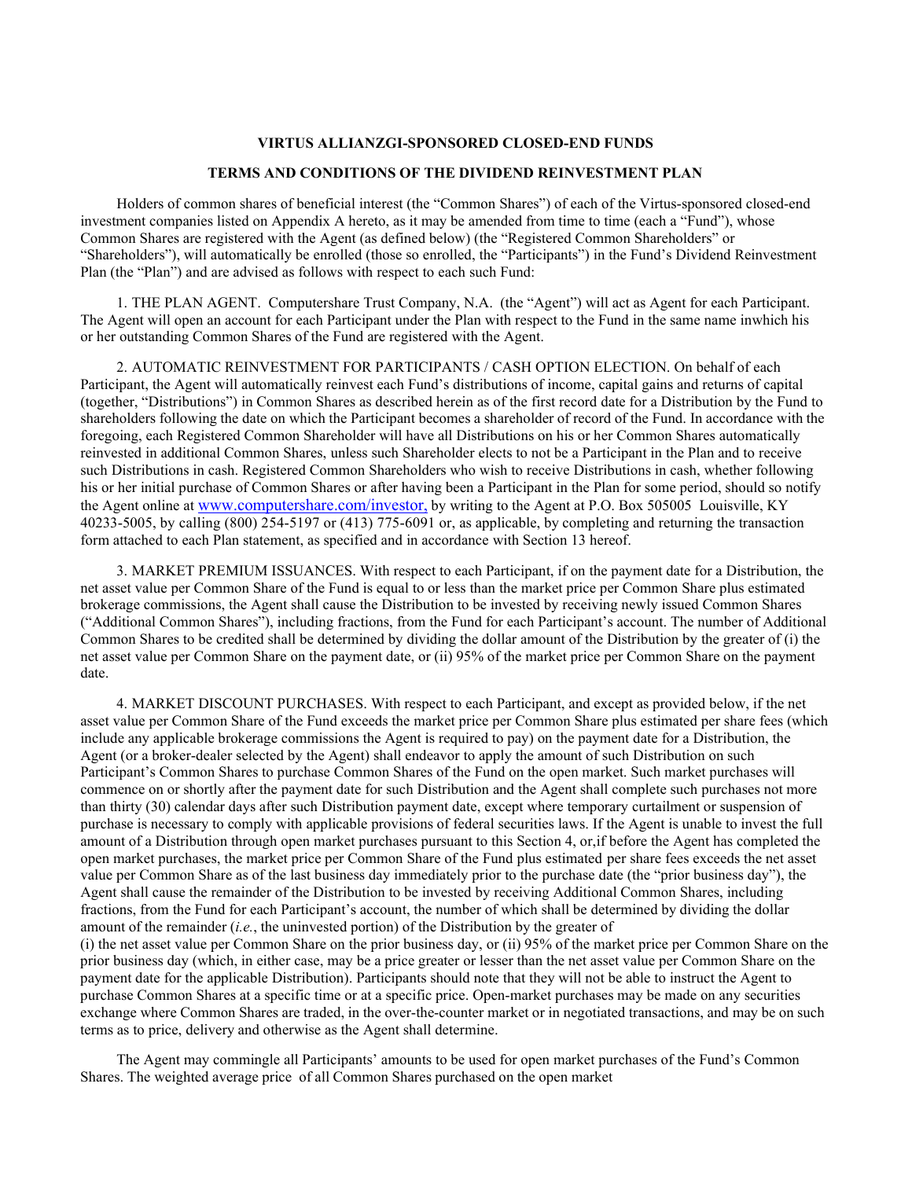**VIRTUS ALLIANZGI-SPONSORED CLOSED-END FUNDS**

**TERMS AND CONDITIONS OF THE DIVIDEND REINVESTMENT PLAN**

Holders of common shares of beneficial interest (the "Common Shares") of each of the Virtus-sponsored closed-end investment companies listed on Appendix A hereto, as it may be amended from time to time (each a "Fund"), whose Common Shares are registered with the Agent (as defined below) (the "Registered Common Shareholders" or "Shareholders"), will automatically be enrolled (those so enrolled, the "Participants") in the Fund's Dividend Reinvestment Plan (the "Plan") and are advised as follows with respect to each such Fund:

1. THE PLAN AGENT. Computershare Trust Company, N.A. (the "Agent") will act as Agent for each Participant. The Agent will open an account for each Participant under the Plan with respect to the Fund in the same name inwhich his or her outstanding Common Shares of the Fund are registered with the Agent.

2. AUTOMATIC REINVESTMENT FOR PARTICIPANTS / CASH OPTION ELECTION. On behalf of each Participant, the Agent will automatically reinvest each Fund's distributions of income, capital gains and returns of capital (together, "Distributions") in Common Shares as described herein as of the first record date for a Distribution by the Fund to shareholders following the date on which the Participant becomes a shareholder of record of the Fund. In accordance with the foregoing, each Registered Common Shareholder will have all Distributions on his or her Common Shares automatically reinvested in additional Common Shares, unless such Shareholder elects to not be a Participant in the Plan and to receive such Distributions in cash. Registered Common Shareholders who wish to receive Distributions in cash, whether following his or her initial purchase of Common Shares or after having been a Participant in the Plan for some period, should so notify the Agent online at www.computershare.com/investor, by writing to the Agent at P.O. Box 505005 Louisville, KY 40233-5005, by calling (800) 254-5197 or (413) 775-6091 or, as applicable, by completing and returning the transaction form attached to each Plan statement, as specified and in accordance with Section 13 hereof.

3. MARKET PREMIUM ISSUANCES. With respect to each Participant, if on the payment date for a Distribution, the net asset value per Common Share of the Fund is equal to or less than the market price per Common Share plus estimated brokerage commissions, the Agent shall cause the Distribution to be invested by receiving newly issued Common Shares ("Additional Common Shares"), including fractions, from the Fund for each Participant's account. The number of Additional Common Shares to be credited shall be determined by dividing the dollar amount of the Distribution by the greater of (i) the net asset value per Common Share on the payment date, or (ii) 95% of the market price per Common Share on the payment date.

4. MARKET DISCOUNT PURCHASES. With respect to each Participant, and except as provided below, if the net asset value per Common Share of the Fund exceeds the market price per Common Share plus estimated per share fees (which include any applicable brokerage commissions the Agent is required to pay) on the payment date for a Distribution, the Agent (or a broker-dealer selected by the Agent) shall endeavor to apply the amount of such Distribution on such Participant's Common Shares to purchase Common Shares of the Fund on the open market. Such market purchases will commence on or shortly after the payment date for such Distribution and the Agent shall complete such purchases not more than thirty (30) calendar days after such Distribution payment date, except where temporary curtailment or suspension of purchase is necessary to comply with applicable provisions of federal securities laws. If the Agent is unable to invest the full amount of a Distribution through open market purchases pursuant to this Section 4, or,if before the Agent has completed the open market purchases, the market price per Common Share of the Fund plus estimated per share fees exceeds the net asset value per Common Share as of the last business day immediately prior to the purchase date (the "prior business day"), the Agent shall cause the remainder of the Distribution to be invested by receiving Additional Common Shares, including fractions, from the Fund for each Participant's account, the number of which shall be determined by dividing the dollar amount of the remainder (*i.e.*, the uninvested portion) of the Distribution by the greater of
(i) the net asset value per Common Share on the prior business day, or (ii) 95% of the market price per Common Share on the prior business day (which, in either case, may be a price greater or lesser than the net asset value per Common Share on the payment date for the applicable Distribution). Participants should note that they will not be able to instruct the Agent to purchase Common Shares at a specific time or at a specific price. Open-market purchases may be made on any securities exchange where Common Shares are traded, in the over-the-counter market or in negotiated transactions, and may be on such terms as to price, delivery and otherwise as the Agent shall determine.

The Agent may commingle all Participants' amounts to be used for open market purchases of the Fund's Common Shares. The weighted average price of all Common Shares purchased on the open market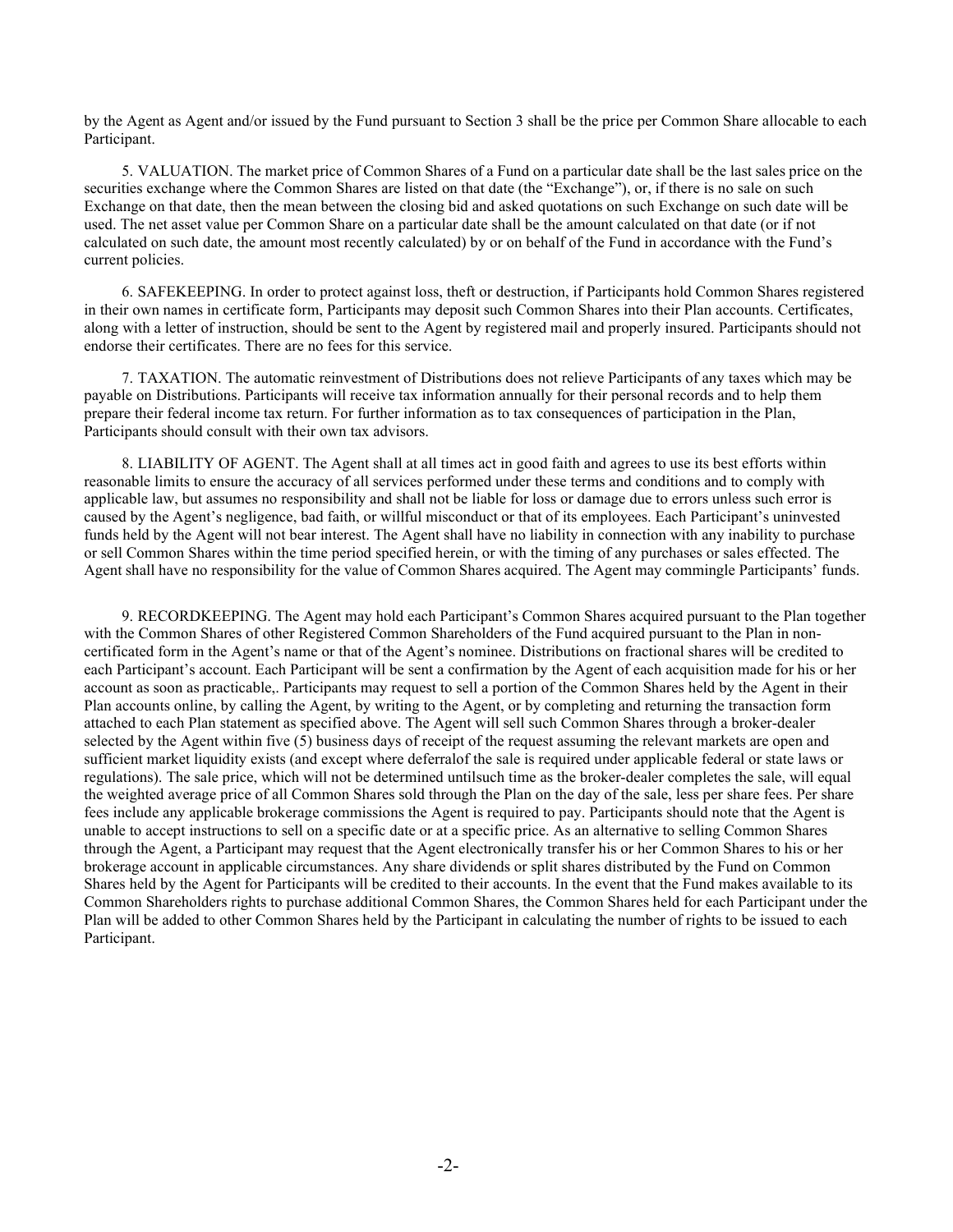by the Agent as Agent and/or issued by the Fund pursuant to Section 3 shall be the price per Common Share allocable to each Participant.

5. VALUATION. The market price of Common Shares of a Fund on a particular date shall be the last sales price on the securities exchange where the Common Shares are listed on that date (the "Exchange"), or, if there is no sale on such Exchange on that date, then the mean between the closing bid and asked quotations on such Exchange on such date will be used. The net asset value per Common Share on a particular date shall be the amount calculated on that date (or if not calculated on such date, the amount most recently calculated) by or on behalf of the Fund in accordance with the Fund's current policies.

6. SAFEKEEPING. In order to protect against loss, theft or destruction, if Participants hold Common Shares registered in their own names in certificate form, Participants may deposit such Common Shares into their Plan accounts. Certificates, along with a letter of instruction, should be sent to the Agent by registered mail and properly insured. Participants should not endorse their certificates. There are no fees for this service.

7. TAXATION. The automatic reinvestment of Distributions does not relieve Participants of any taxes which may be payable on Distributions. Participants will receive tax information annually for their personal records and to help them prepare their federal income tax return. For further information as to tax consequences of participation in the Plan, Participants should consult with their own tax advisors.

8. LIABILITY OF AGENT. The Agent shall at all times act in good faith and agrees to use its best efforts within reasonable limits to ensure the accuracy of all services performed under these terms and conditions and to comply with applicable law, but assumes no responsibility and shall not be liable for loss or damage due to errors unless such error is caused by the Agent's negligence, bad faith, or willful misconduct or that of its employees. Each Participant's uninvested funds held by the Agent will not bear interest. The Agent shall have no liability in connection with any inability to purchase or sell Common Shares within the time period specified herein, or with the timing of any purchases or sales effected. The Agent shall have no responsibility for the value of Common Shares acquired. The Agent may commingle Participants' funds.

9. RECORDKEEPING. The Agent may hold each Participant's Common Shares acquired pursuant to the Plan together with the Common Shares of other Registered Common Shareholders of the Fund acquired pursuant to the Plan in non-certificated form in the Agent's name or that of the Agent's nominee. Distributions on fractional shares will be credited to each Participant's account. Each Participant will be sent a confirmation by the Agent of each acquisition made for his or her account as soon as practicable,. Participants may request to sell a portion of the Common Shares held by the Agent in their Plan accounts online, by calling the Agent, by writing to the Agent, or by completing and returning the transaction form attached to each Plan statement as specified above. The Agent will sell such Common Shares through a broker-dealer selected by the Agent within five (5) business days of receipt of the request assuming the relevant markets are open and sufficient market liquidity exists (and except where deferralof the sale is required under applicable federal or state laws or regulations). The sale price, which will not be determined untilsuch time as the broker-dealer completes the sale, will equal the weighted average price of all Common Shares sold through the Plan on the day of the sale, less per share fees. Per share fees include any applicable brokerage commissions the Agent is required to pay. Participants should note that the Agent is unable to accept instructions to sell on a specific date or at a specific price. As an alternative to selling Common Shares through the Agent, a Participant may request that the Agent electronically transfer his or her Common Shares to his or her brokerage account in applicable circumstances. Any share dividends or split shares distributed by the Fund on Common Shares held by the Agent for Participants will be credited to their accounts. In the event that the Fund makes available to its Common Shareholders rights to purchase additional Common Shares, the Common Shares held for each Participant under the Plan will be added to other Common Shares held by the Participant in calculating the number of rights to be issued to each Participant.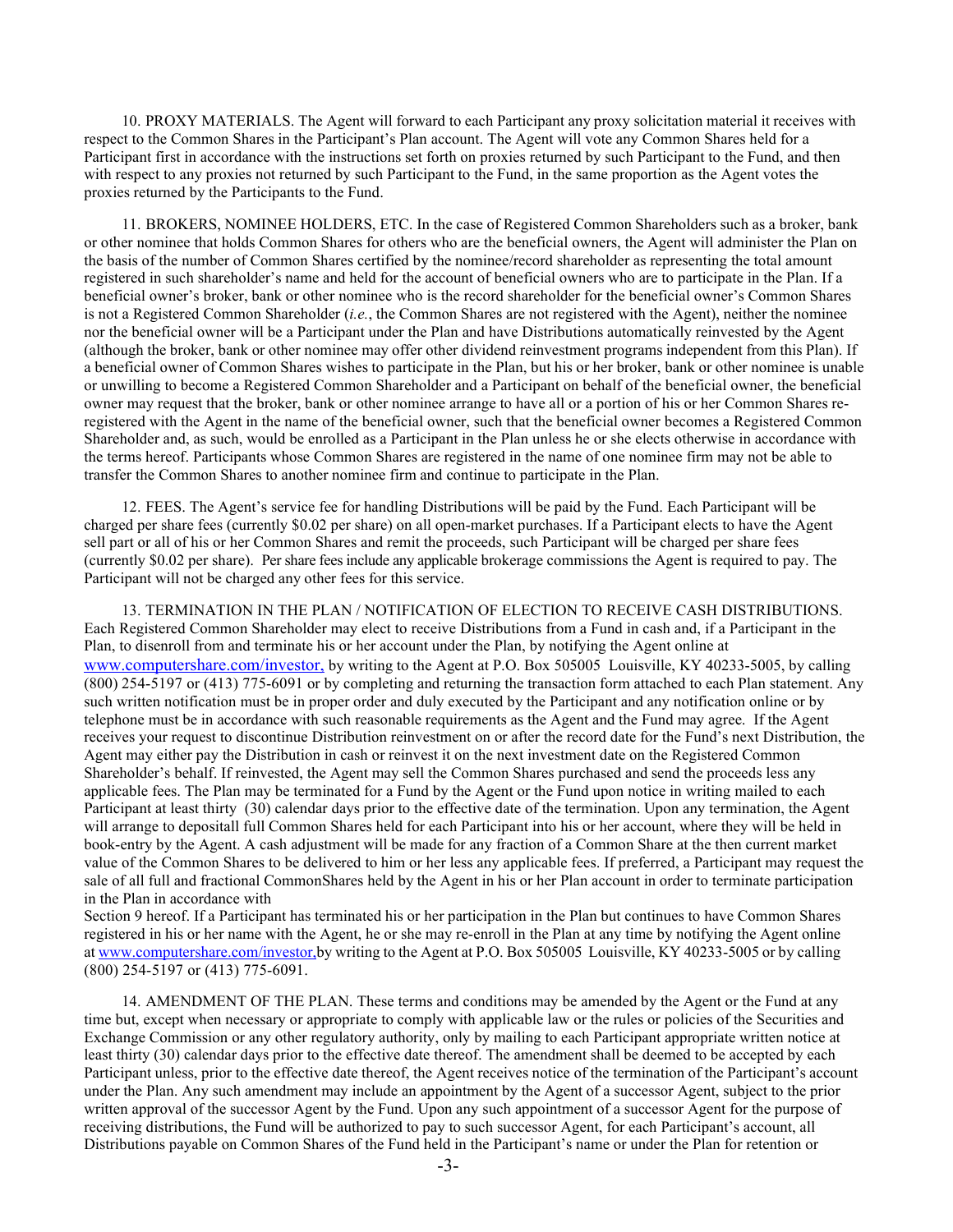10. PROXY MATERIALS. The Agent will forward to each Participant any proxy solicitation material it receives with respect to the Common Shares in the Participant's Plan account. The Agent will vote any Common Shares held for a Participant first in accordance with the instructions set forth on proxies returned by such Participant to the Fund, and then with respect to any proxies not returned by such Participant to the Fund, in the same proportion as the Agent votes the proxies returned by the Participants to the Fund.

11. BROKERS, NOMINEE HOLDERS, ETC. In the case of Registered Common Shareholders such as a broker, bank or other nominee that holds Common Shares for others who are the beneficial owners, the Agent will administer the Plan on the basis of the number of Common Shares certified by the nominee/record shareholder as representing the total amount registered in such shareholder's name and held for the account of beneficial owners who are to participate in the Plan. If a beneficial owner's broker, bank or other nominee who is the record shareholder for the beneficial owner's Common Shares is not a Registered Common Shareholder (*i.e.*, the Common Shares are not registered with the Agent), neither the nominee nor the beneficial owner will be a Participant under the Plan and have Distributions automatically reinvested by the Agent (although the broker, bank or other nominee may offer other dividend reinvestment programs independent from this Plan). If a beneficial owner of Common Shares wishes to participate in the Plan, but his or her broker, bank or other nominee is unable or unwilling to become a Registered Common Shareholder and a Participant on behalf of the beneficial owner, the beneficial owner may request that the broker, bank or other nominee arrange to have all or a portion of his or her Common Shares re-registered with the Agent in the name of the beneficial owner, such that the beneficial owner becomes a Registered Common Shareholder and, as such, would be enrolled as a Participant in the Plan unless he or she elects otherwise in accordance with the terms hereof. Participants whose Common Shares are registered in the name of one nominee firm may not be able to transfer the Common Shares to another nominee firm and continue to participate in the Plan.

12. FEES. The Agent's service fee for handling Distributions will be paid by the Fund. Each Participant will be charged per share fees (currently $0.02 per share) on all open-market purchases. If a Participant elects to have the Agent sell part or all of his or her Common Shares and remit the proceeds, such Participant will be charged per share fees (currently $0.02 per share). Per share fees include any applicable brokerage commissions the Agent is required to pay. The Participant will not be charged any other fees for this service.

13. TERMINATION IN THE PLAN / NOTIFICATION OF ELECTION TO RECEIVE CASH DISTRIBUTIONS. Each Registered Common Shareholder may elect to receive Distributions from a Fund in cash and, if a Participant in the Plan, to disenroll from and terminate his or her account under the Plan, by notifying the Agent online at www.computershare.com/investor, by writing to the Agent at P.O. Box 505005 Louisville, KY 40233-5005, by calling (800) 254-5197 or (413) 775-6091 or by completing and returning the transaction form attached to each Plan statement. Any such written notification must be in proper order and duly executed by the Participant and any notification online or by telephone must be in accordance with such reasonable requirements as the Agent and the Fund may agree. If the Agent receives your request to discontinue Distribution reinvestment on or after the record date for the Fund's next Distribution, the Agent may either pay the Distribution in cash or reinvest it on the next investment date on the Registered Common Shareholder's behalf. If reinvested, the Agent may sell the Common Shares purchased and send the proceeds less any applicable fees. The Plan may be terminated for a Fund by the Agent or the Fund upon notice in writing mailed to each Participant at least thirty (30) calendar days prior to the effective date of the termination. Upon any termination, the Agent will arrange to depositall full Common Shares held for each Participant into his or her account, where they will be held in book-entry by the Agent. A cash adjustment will be made for any fraction of a Common Share at the then current market value of the Common Shares to be delivered to him or her less any applicable fees. If preferred, a Participant may request the sale of all full and fractional CommonShares held by the Agent in his or her Plan account in order to terminate participation in the Plan in accordance with Section 9 hereof. If a Participant has terminated his or her participation in the Plan but continues to have Common Shares registered in his or her name with the Agent, he or she may re-enroll in the Plan at any time by notifying the Agent online at www.computershare.com/investor,by writing to the Agent at P.O. Box 505005 Louisville, KY 40233-5005 or by calling (800) 254-5197 or (413) 775-6091.

14. AMENDMENT OF THE PLAN. These terms and conditions may be amended by the Agent or the Fund at any time but, except when necessary or appropriate to comply with applicable law or the rules or policies of the Securities and Exchange Commission or any other regulatory authority, only by mailing to each Participant appropriate written notice at least thirty (30) calendar days prior to the effective date thereof. The amendment shall be deemed to be accepted by each Participant unless, prior to the effective date thereof, the Agent receives notice of the termination of the Participant's account under the Plan. Any such amendment may include an appointment by the Agent of a successor Agent, subject to the prior written approval of the successor Agent by the Fund. Upon any such appointment of a successor Agent for the purpose of receiving distributions, the Fund will be authorized to pay to such successor Agent, for each Participant's account, all Distributions payable on Common Shares of the Fund held in the Participant's name or under the Plan for retention or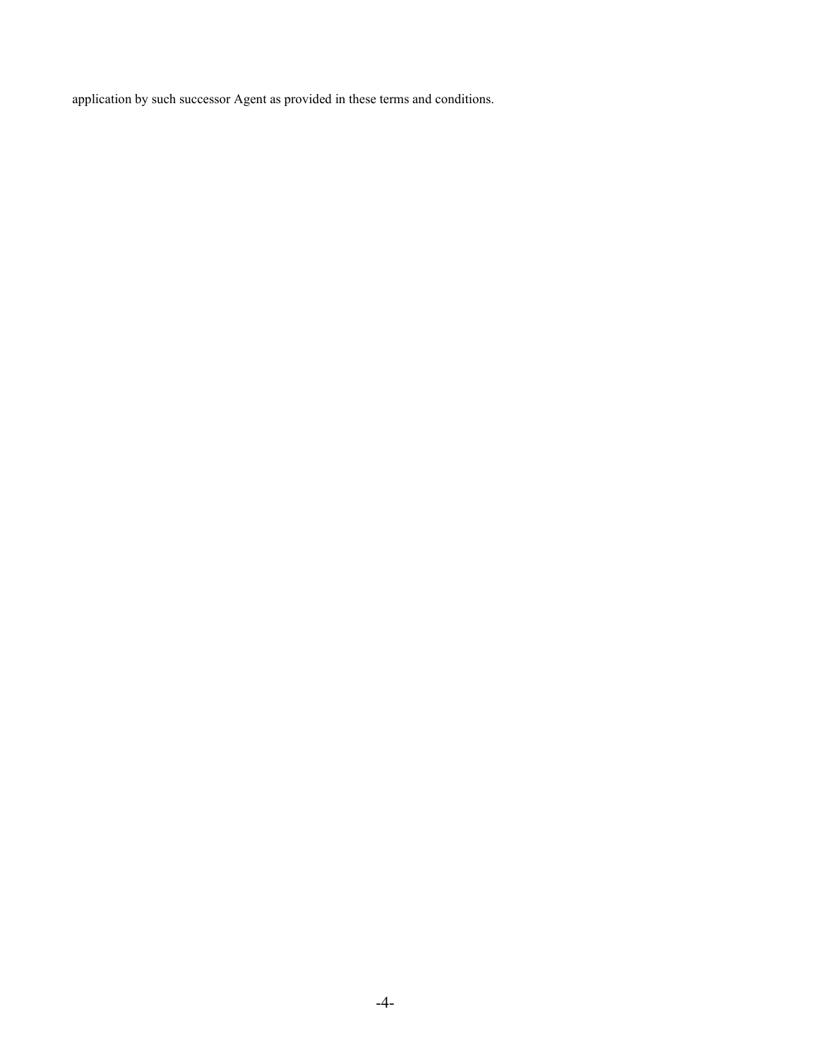application by such successor Agent as provided in these terms and conditions.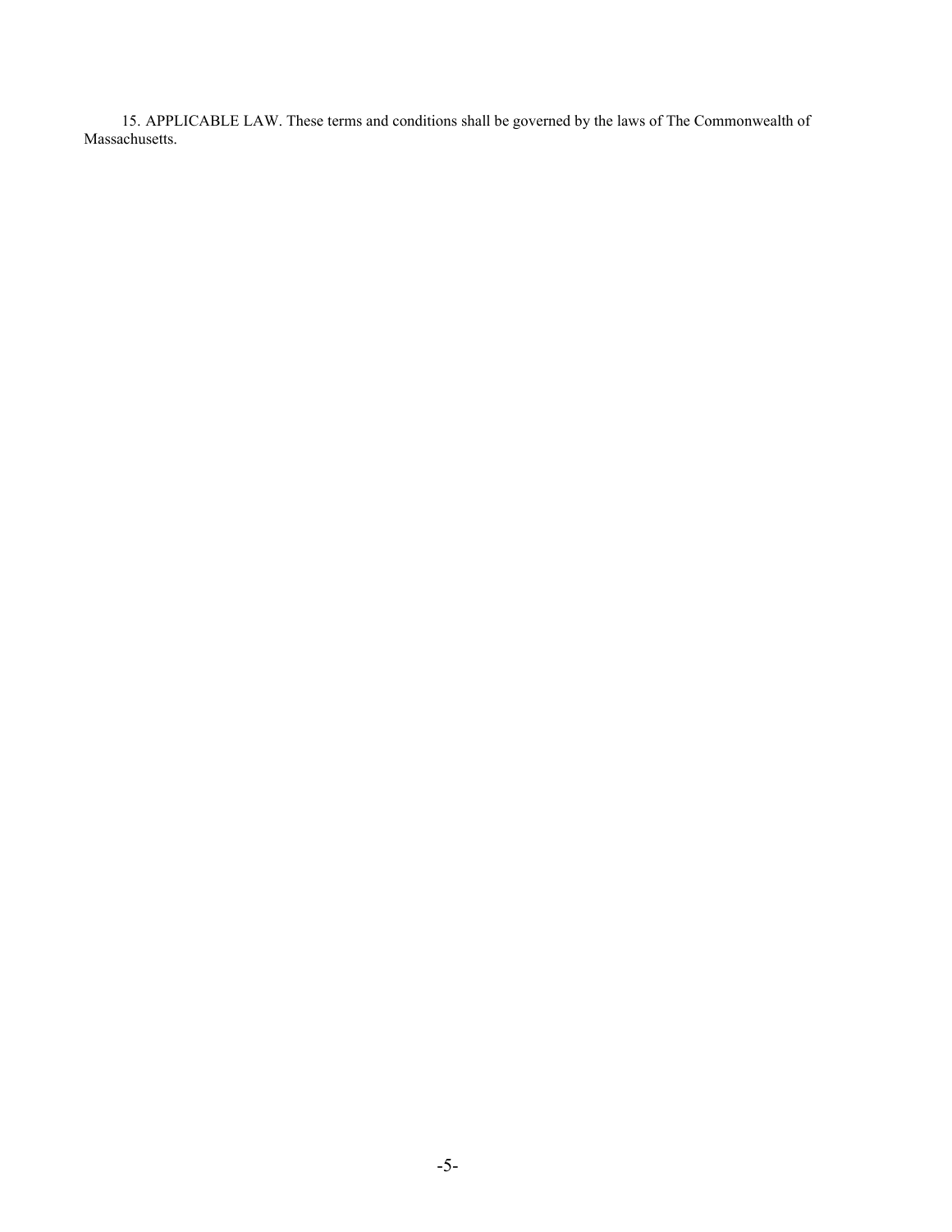15. APPLICABLE LAW. These terms and conditions shall be governed by the laws of The Commonwealth of Massachusetts.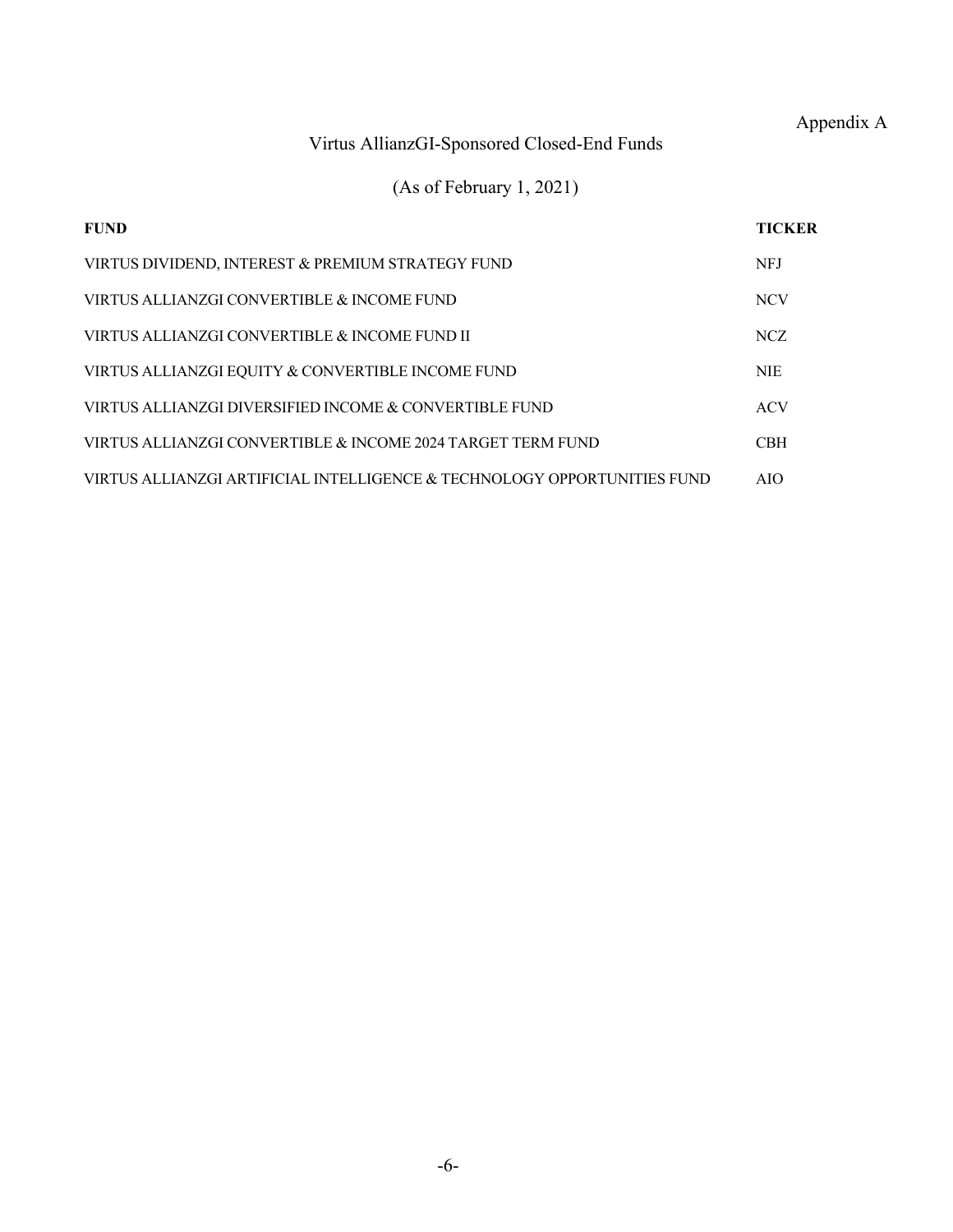Appendix A

# Virtus AllianzGI-Sponsored Closed-End Funds

(As of February 1, 2021)

| FUND | TICKER |
| --- | --- |
| VIRTUS DIVIDEND, INTEREST & PREMIUM STRATEGY FUND | NFJ |
| VIRTUS ALLIANZGI CONVERTIBLE & INCOME FUND | NCV |
| VIRTUS ALLIANZGI CONVERTIBLE & INCOME FUND II | NCZ |
| VIRTUS ALLIANZGI EQUITY & CONVERTIBLE INCOME FUND | NIE |
| VIRTUS ALLIANZGI DIVERSIFIED INCOME & CONVERTIBLE FUND | ACV |
| VIRTUS ALLIANZGI CONVERTIBLE & INCOME 2024 TARGET TERM FUND | CBH |
| VIRTUS ALLIANZGI ARTIFICIAL INTELLIGENCE & TECHNOLOGY OPPORTUNITIES FUND | AIO |